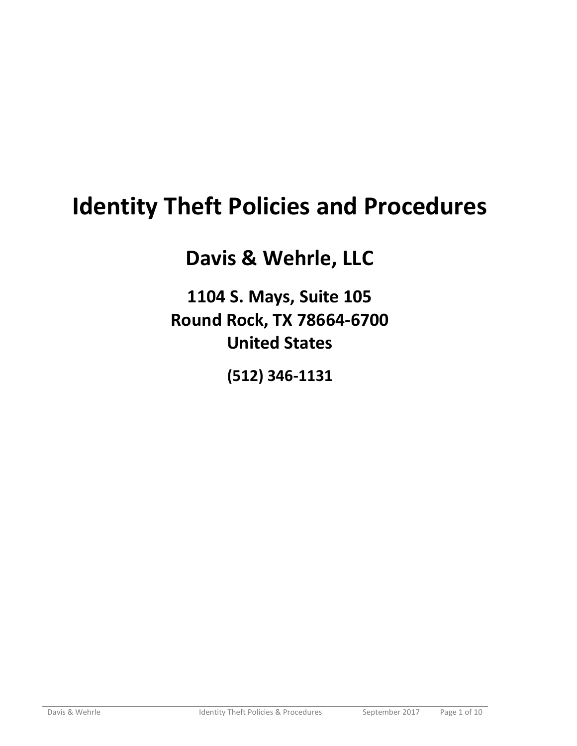# Identity Theft Policies and Procedures

## Davis & Wehrle, LLC

### 1104 S. Mays, Suite 105
### Round Rock, TX 78664-6700
### United States

**(512) 346-1131**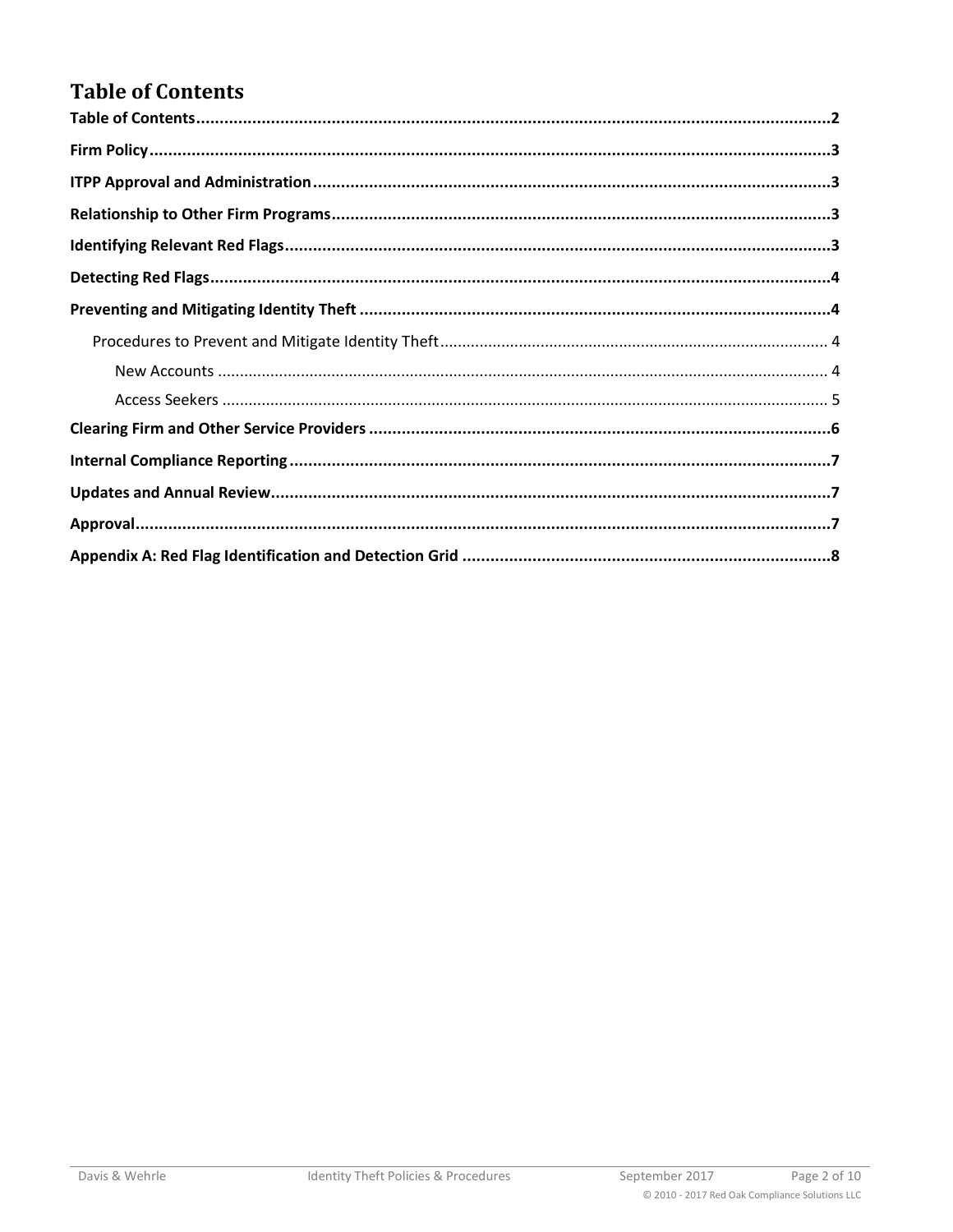# Table of Contents

**Table of Contents** .......... **2**

**Firm Policy** .......... **3**

**ITPP Approval and Administration** .......... **3**

**Relationship to Other Firm Programs** .......... **3**

**Identifying Relevant Red Flags** .......... **3**

**Detecting Red Flags** .......... **4**

**Preventing and Mitigating Identity Theft** .......... **4**

- Procedures to Prevent and Mitigate Identity Theft .......... 4
  - New Accounts .......... 4
  - Access Seekers .......... 5

**Clearing Firm and Other Service Providers** .......... **6**

**Internal Compliance Reporting** .......... **7**

**Updates and Annual Review** .......... **7**

**Approval** .......... **7**

**Appendix A: Red Flag Identification and Detection Grid** .......... **8**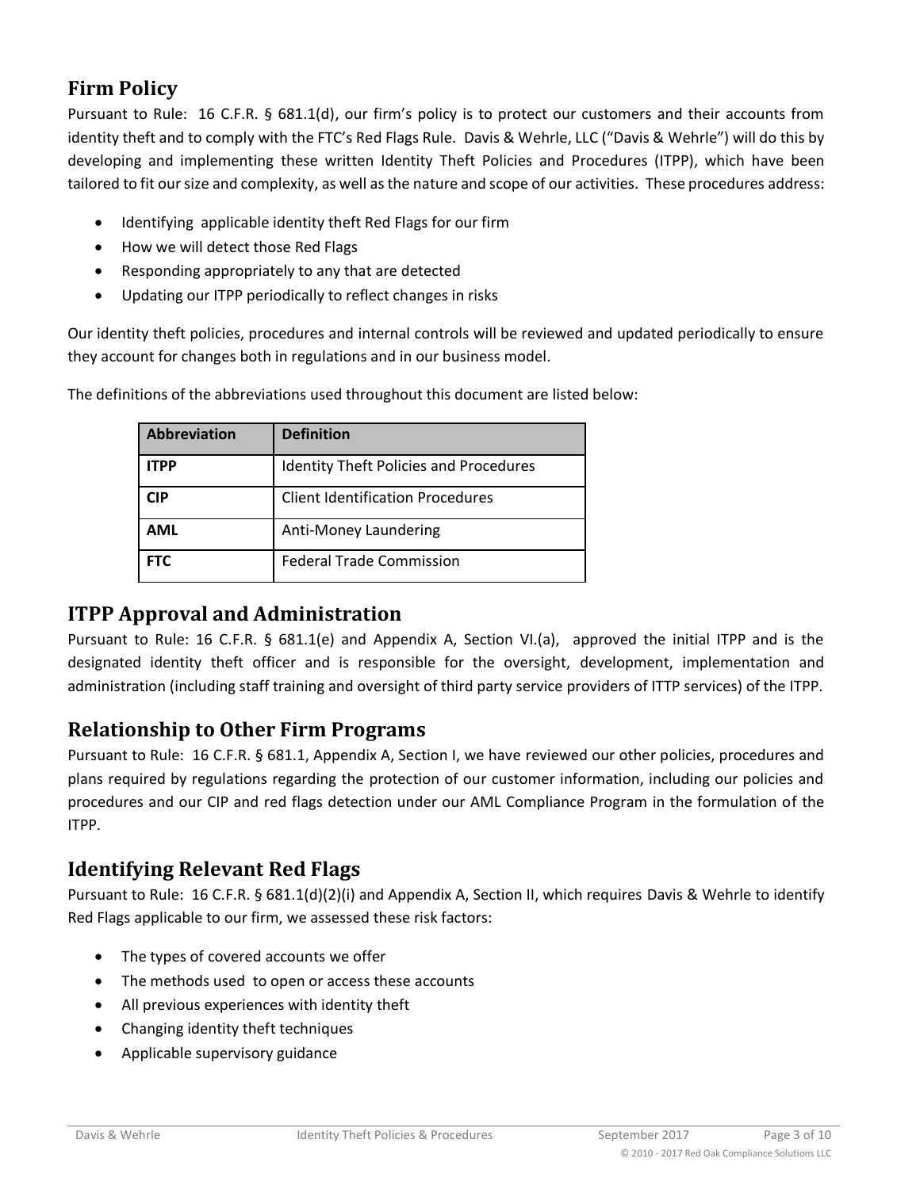## Firm Policy

Pursuant to Rule: 16 C.F.R. § 681.1(d), our firm's policy is to protect our customers and their accounts from identity theft and to comply with the FTC's Red Flags Rule. Davis & Wehrle, LLC ("Davis & Wehrle") will do this by developing and implementing these written Identity Theft Policies and Procedures (ITPP), which have been tailored to fit our size and complexity, as well as the nature and scope of our activities. These procedures address:

- Identifying applicable identity theft Red Flags for our firm
- How we will detect those Red Flags
- Responding appropriately to any that are detected
- Updating our ITPP periodically to reflect changes in risks

Our identity theft policies, procedures and internal controls will be reviewed and updated periodically to ensure they account for changes both in regulations and in our business model.

The definitions of the abbreviations used throughout this document are listed below:

| Abbreviation | Definition |
|---|---|
| **ITPP** | Identity Theft Policies and Procedures |
| **CIP** | Client Identification Procedures |
| **AML** | Anti-Money Laundering |
| **FTC** | Federal Trade Commission |

## ITPP Approval and Administration

Pursuant to Rule: 16 C.F.R. § 681.1(e) and Appendix A, Section VI.(a), approved the initial ITPP and is the designated identity theft officer and is responsible for the oversight, development, implementation and administration (including staff training and oversight of third party service providers of ITTP services) of the ITPP.

## Relationship to Other Firm Programs

Pursuant to Rule: 16 C.F.R. § 681.1, Appendix A, Section I, we have reviewed our other policies, procedures and plans required by regulations regarding the protection of our customer information, including our policies and procedures and our CIP and red flags detection under our AML Compliance Program in the formulation of the ITPP.

## Identifying Relevant Red Flags

Pursuant to Rule: 16 C.F.R. § 681.1(d)(2)(i) and Appendix A, Section II, which requires Davis & Wehrle to identify Red Flags applicable to our firm, we assessed these risk factors:

- The types of covered accounts we offer
- The methods used to open or access these accounts
- All previous experiences with identity theft
- Changing identity theft techniques
- Applicable supervisory guidance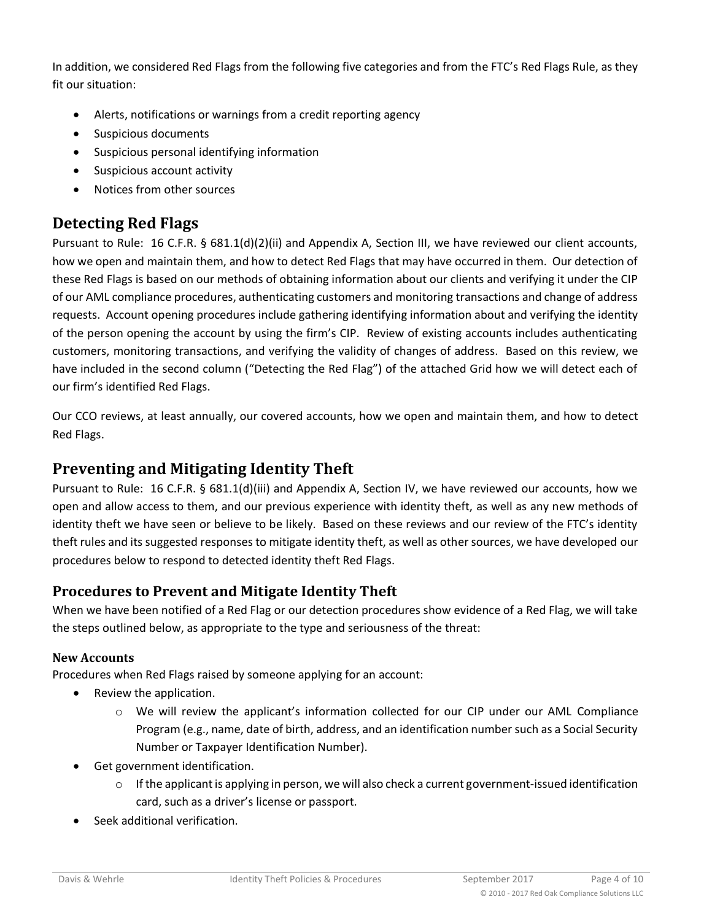In addition, we considered Red Flags from the following five categories and from the FTC's Red Flags Rule, as they fit our situation:

- Alerts, notifications or warnings from a credit reporting agency
- Suspicious documents
- Suspicious personal identifying information
- Suspicious account activity
- Notices from other sources

## Detecting Red Flags

Pursuant to Rule: 16 C.F.R. § 681.1(d)(2)(ii) and Appendix A, Section III, we have reviewed our client accounts, how we open and maintain them, and how to detect Red Flags that may have occurred in them. Our detection of these Red Flags is based on our methods of obtaining information about our clients and verifying it under the CIP of our AML compliance procedures, authenticating customers and monitoring transactions and change of address requests. Account opening procedures include gathering identifying information about and verifying the identity of the person opening the account by using the firm's CIP. Review of existing accounts includes authenticating customers, monitoring transactions, and verifying the validity of changes of address. Based on this review, we have included in the second column ("Detecting the Red Flag") of the attached Grid how we will detect each of our firm's identified Red Flags.

Our CCO reviews, at least annually, our covered accounts, how we open and maintain them, and how to detect Red Flags.

## Preventing and Mitigating Identity Theft

Pursuant to Rule: 16 C.F.R. § 681.1(d)(iii) and Appendix A, Section IV, we have reviewed our accounts, how we open and allow access to them, and our previous experience with identity theft, as well as any new methods of identity theft we have seen or believe to be likely. Based on these reviews and our review of the FTC's identity theft rules and its suggested responses to mitigate identity theft, as well as other sources, we have developed our procedures below to respond to detected identity theft Red Flags.

### Procedures to Prevent and Mitigate Identity Theft

When we have been notified of a Red Flag or our detection procedures show evidence of a Red Flag, we will take the steps outlined below, as appropriate to the type and seriousness of the threat:

#### New Accounts

Procedures when Red Flags raised by someone applying for an account:

- Review the application.
  - We will review the applicant's information collected for our CIP under our AML Compliance Program (e.g., name, date of birth, address, and an identification number such as a Social Security Number or Taxpayer Identification Number).
- Get government identification.
  - If the applicant is applying in person, we will also check a current government-issued identification card, such as a driver's license or passport.
- Seek additional verification.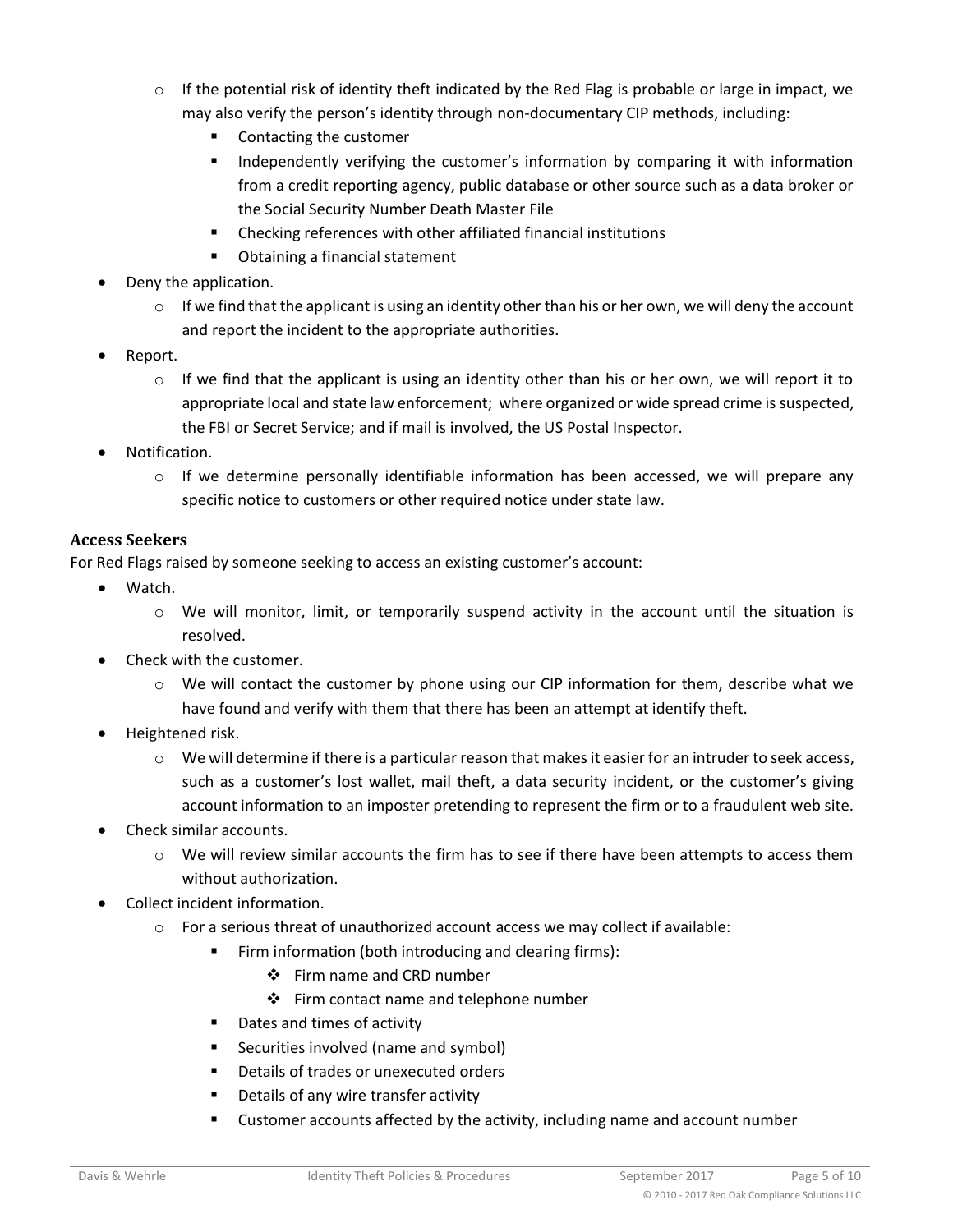- If the potential risk of identity theft indicated by the Red Flag is probable or large in impact, we may also verify the person's identity through non-documentary CIP methods, including:
        - Contacting the customer
        - Independently verifying the customer's information by comparing it with information from a credit reporting agency, public database or other source such as a data broker or the Social Security Number Death Master File
        - Checking references with other affiliated financial institutions
        - Obtaining a financial statement
- Deny the application.
    - If we find that the applicant is using an identity other than his or her own, we will deny the account and report the incident to the appropriate authorities.
- Report.
    - If we find that the applicant is using an identity other than his or her own, we will report it to appropriate local and state law enforcement; where organized or wide spread crime is suspected, the FBI or Secret Service; and if mail is involved, the US Postal Inspector.
- Notification.
    - If we determine personally identifiable information has been accessed, we will prepare any specific notice to customers or other required notice under state law.

### Access Seekers

For Red Flags raised by someone seeking to access an existing customer's account:

- Watch.
    - We will monitor, limit, or temporarily suspend activity in the account until the situation is resolved.
- Check with the customer.
    - We will contact the customer by phone using our CIP information for them, describe what we have found and verify with them that there has been an attempt at identify theft.
- Heightened risk.
    - We will determine if there is a particular reason that makes it easier for an intruder to seek access, such as a customer's lost wallet, mail theft, a data security incident, or the customer's giving account information to an imposter pretending to represent the firm or to a fraudulent web site.
- Check similar accounts.
    - We will review similar accounts the firm has to see if there have been attempts to access them without authorization.
- Collect incident information.
    - For a serious threat of unauthorized account access we may collect if available:
        - Firm information (both introducing and clearing firms):
            - Firm name and CRD number
            - Firm contact name and telephone number
        - Dates and times of activity
        - Securities involved (name and symbol)
        - Details of trades or unexecuted orders
        - Details of any wire transfer activity
        - Customer accounts affected by the activity, including name and account number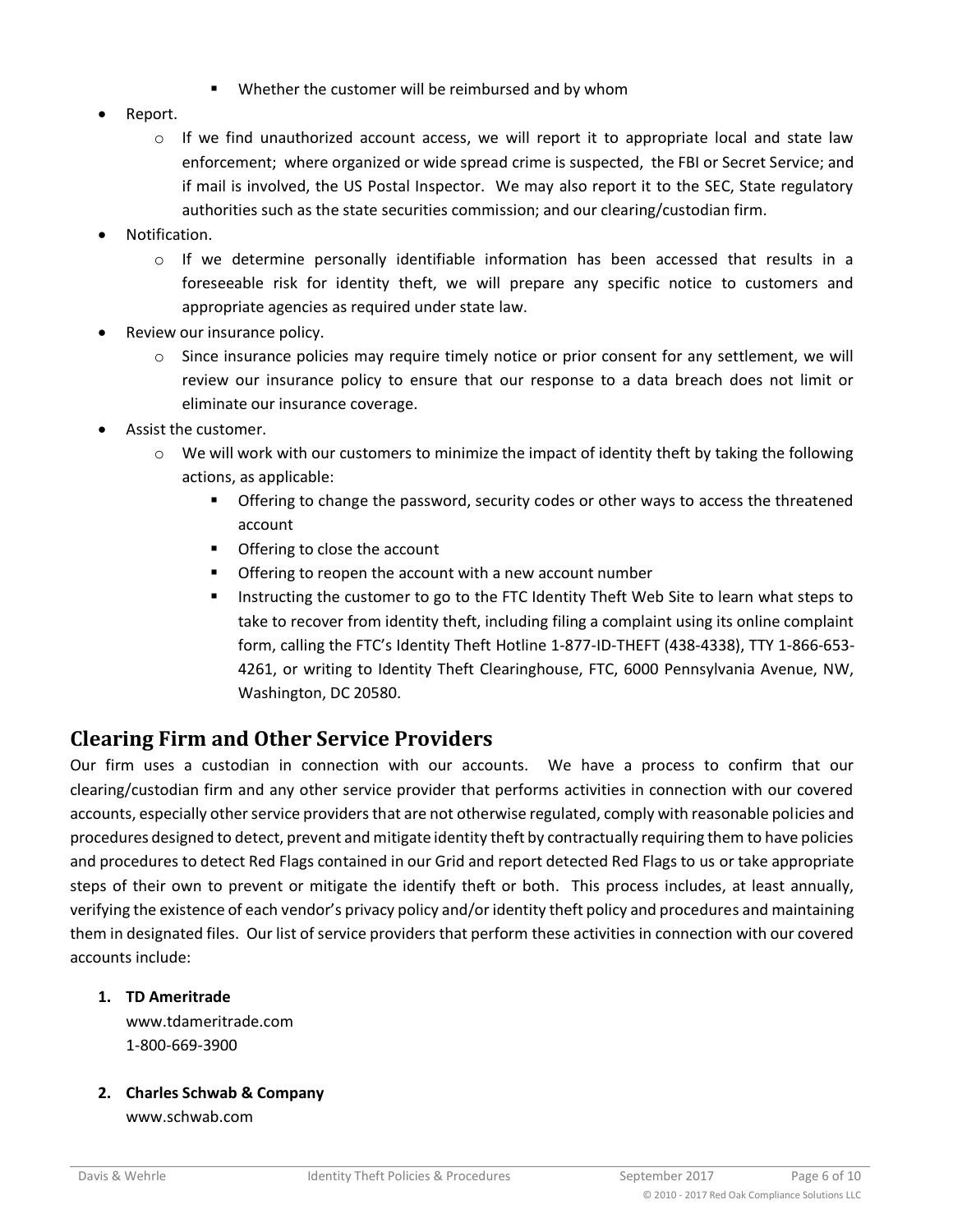- Whether the customer will be reimbursed and by whom

- Report.
    - If we find unauthorized account access, we will report it to appropriate local and state law enforcement; where organized or wide spread crime is suspected, the FBI or Secret Service; and if mail is involved, the US Postal Inspector. We may also report it to the SEC, State regulatory authorities such as the state securities commission; and our clearing/custodian firm.
- Notification.
    - If we determine personally identifiable information has been accessed that results in a foreseeable risk for identity theft, we will prepare any specific notice to customers and appropriate agencies as required under state law.
- Review our insurance policy.
    - Since insurance policies may require timely notice or prior consent for any settlement, we will review our insurance policy to ensure that our response to a data breach does not limit or eliminate our insurance coverage.
- Assist the customer.
    - We will work with our customers to minimize the impact of identity theft by taking the following actions, as applicable:
        - Offering to change the password, security codes or other ways to access the threatened account
        - Offering to close the account
        - Offering to reopen the account with a new account number
        - Instructing the customer to go to the FTC Identity Theft Web Site to learn what steps to take to recover from identity theft, including filing a complaint using its online complaint form, calling the FTC's Identity Theft Hotline 1-877-ID-THEFT (438-4338), TTY 1-866-653-4261, or writing to Identity Theft Clearinghouse, FTC, 6000 Pennsylvania Avenue, NW, Washington, DC 20580.

## Clearing Firm and Other Service Providers

Our firm uses a custodian in connection with our accounts. We have a process to confirm that our clearing/custodian firm and any other service provider that performs activities in connection with our covered accounts, especially other service providers that are not otherwise regulated, comply with reasonable policies and procedures designed to detect, prevent and mitigate identity theft by contractually requiring them to have policies and procedures to detect Red Flags contained in our Grid and report detected Red Flags to us or take appropriate steps of their own to prevent or mitigate the identify theft or both. This process includes, at least annually, verifying the existence of each vendor's privacy policy and/or identity theft policy and procedures and maintaining them in designated files. Our list of service providers that perform these activities in connection with our covered accounts include:

1. **TD Ameritrade**
   www.tdameritrade.com
   1-800-669-3900

2. **Charles Schwab & Company**
   www.schwab.com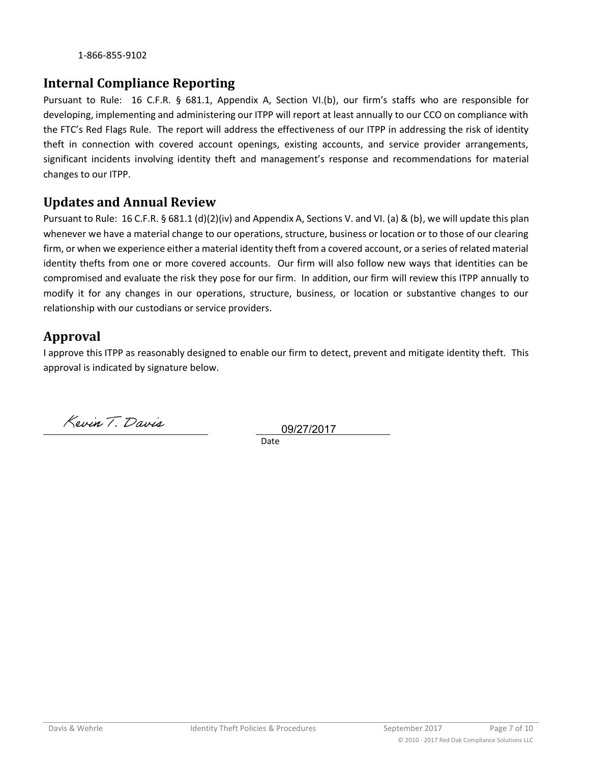1-866-855-9102

## Internal Compliance Reporting

Pursuant to Rule: 16 C.F.R. § 681.1, Appendix A, Section VI.(b), our firm's staffs who are responsible for developing, implementing and administering our ITPP will report at least annually to our CCO on compliance with the FTC's Red Flags Rule. The report will address the effectiveness of our ITPP in addressing the risk of identity theft in connection with covered account openings, existing accounts, and service provider arrangements, significant incidents involving identity theft and management's response and recommendations for material changes to our ITPP.

## Updates and Annual Review

Pursuant to Rule: 16 C.F.R. § 681.1 (d)(2)(iv) and Appendix A, Sections V. and VI. (a) & (b), we will update this plan whenever we have a material change to our operations, structure, business or location or to those of our clearing firm, or when we experience either a material identity theft from a covered account, or a series of related material identity thefts from one or more covered accounts. Our firm will also follow new ways that identities can be compromised and evaluate the risk they pose for our firm. In addition, our firm will review this ITPP annually to modify it for any changes in our operations, structure, business, or location or substantive changes to our relationship with our custodians or service providers.

## Approval

I approve this ITPP as reasonably designed to enable our firm to detect, prevent and mitigate identity theft. This approval is indicated by signature below.

Kevin T. Davis

09/27/2017
Date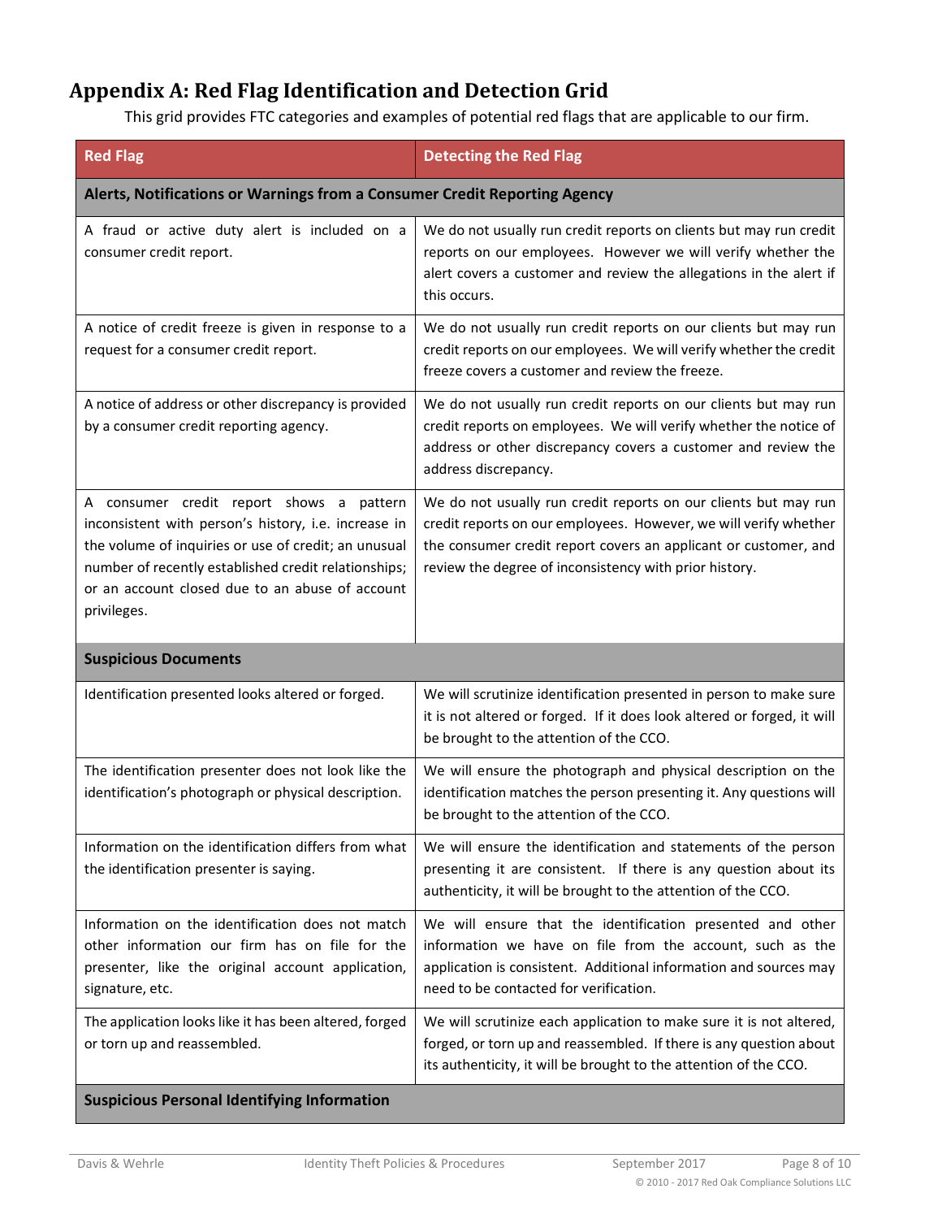## Appendix A: Red Flag Identification and Detection Grid

This grid provides FTC categories and examples of potential red flags that are applicable to our firm.

| Red Flag | Detecting the Red Flag |
|---|---|
| **Alerts, Notifications or Warnings from a Consumer Credit Reporting Agency** | |
| A fraud or active duty alert is included on a consumer credit report. | We do not usually run credit reports on clients but may run credit reports on our employees. However we will verify whether the alert covers a customer and review the allegations in the alert if this occurs. |
| A notice of credit freeze is given in response to a request for a consumer credit report. | We do not usually run credit reports on our clients but may run credit reports on our employees. We will verify whether the credit freeze covers a customer and review the freeze. |
| A notice of address or other discrepancy is provided by a consumer credit reporting agency. | We do not usually run credit reports on our clients but may run credit reports on employees. We will verify whether the notice of address or other discrepancy covers a customer and review the address discrepancy. |
| A consumer credit report shows a pattern inconsistent with person's history, i.e. increase in the volume of inquiries or use of credit; an unusual number of recently established credit relationships; or an account closed due to an abuse of account privileges. | We do not usually run credit reports on our clients but may run credit reports on our employees. However, we will verify whether the consumer credit report covers an applicant or customer, and review the degree of inconsistency with prior history. |
| **Suspicious Documents** | |
| Identification presented looks altered or forged. | We will scrutinize identification presented in person to make sure it is not altered or forged. If it does look altered or forged, it will be brought to the attention of the CCO. |
| The identification presenter does not look like the identification's photograph or physical description. | We will ensure the photograph and physical description on the identification matches the person presenting it. Any questions will be brought to the attention of the CCO. |
| Information on the identification differs from what the identification presenter is saying. | We will ensure the identification and statements of the person presenting it are consistent. If there is any question about its authenticity, it will be brought to the attention of the CCO. |
| Information on the identification does not match other information our firm has on file for the presenter, like the original account application, signature, etc. | We will ensure that the identification presented and other information we have on file from the account, such as the application is consistent. Additional information and sources may need to be contacted for verification. |
| The application looks like it has been altered, forged or torn up and reassembled. | We will scrutinize each application to make sure it is not altered, forged, or torn up and reassembled. If there is any question about its authenticity, it will be brought to the attention of the CCO. |
| **Suspicious Personal Identifying Information** | |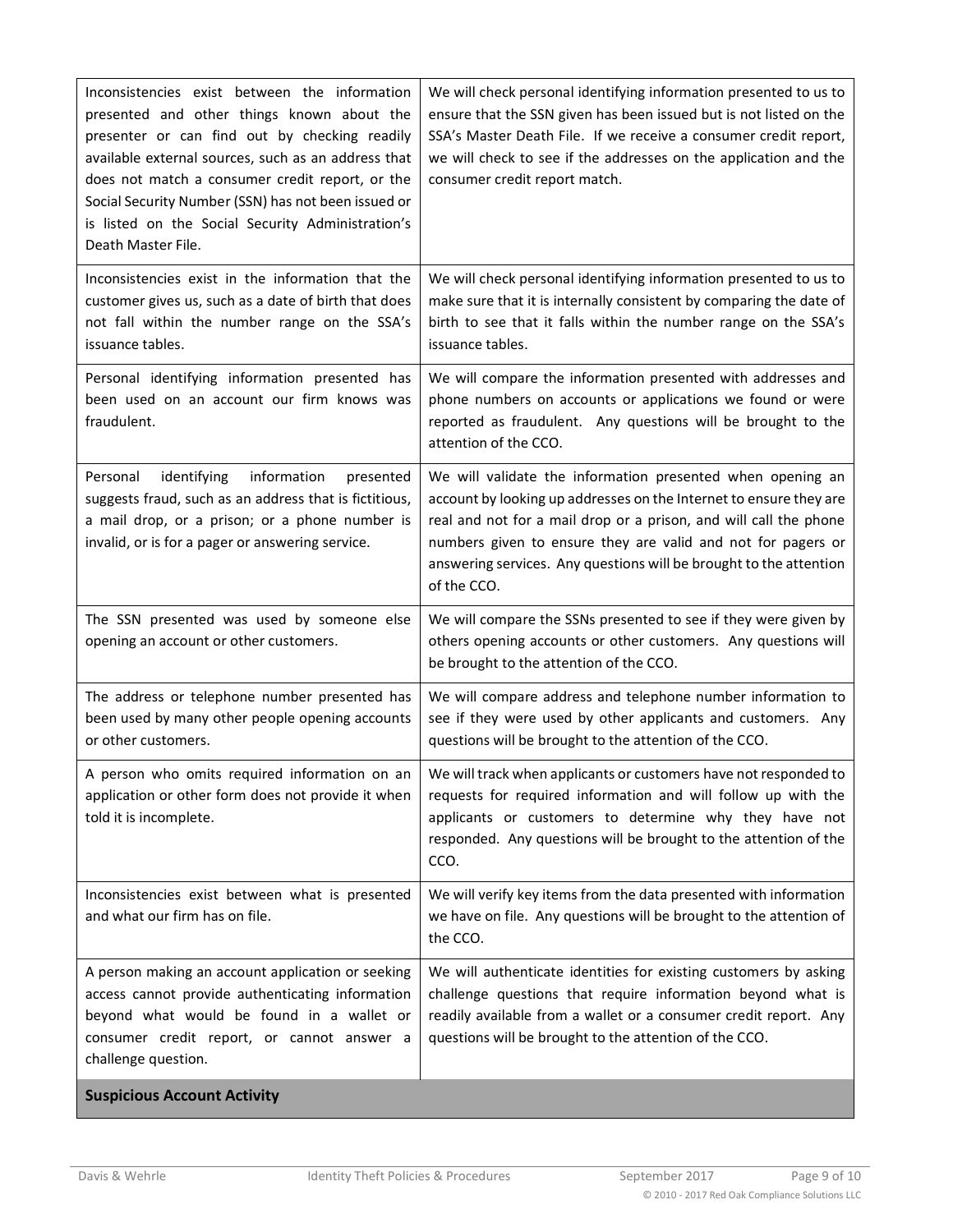| | |
|---|---|
| Inconsistencies exist between the information presented and other things known about the presenter or can find out by checking readily available external sources, such as an address that does not match a consumer credit report, or the Social Security Number (SSN) has not been issued or is listed on the Social Security Administration's Death Master File. | We will check personal identifying information presented to us to ensure that the SSN given has been issued but is not listed on the SSA's Master Death File. If we receive a consumer credit report, we will check to see if the addresses on the application and the consumer credit report match. |
| Inconsistencies exist in the information that the customer gives us, such as a date of birth that does not fall within the number range on the SSA's issuance tables. | We will check personal identifying information presented to us to make sure that it is internally consistent by comparing the date of birth to see that it falls within the number range on the SSA's issuance tables. |
| Personal identifying information presented has been used on an account our firm knows was fraudulent. | We will compare the information presented with addresses and phone numbers on accounts or applications we found or were reported as fraudulent. Any questions will be brought to the attention of the CCO. |
| Personal identifying information presented suggests fraud, such as an address that is fictitious, a mail drop, or a prison; or a phone number is invalid, or is for a pager or answering service. | We will validate the information presented when opening an account by looking up addresses on the Internet to ensure they are real and not for a mail drop or a prison, and will call the phone numbers given to ensure they are valid and not for pagers or answering services. Any questions will be brought to the attention of the CCO. |
| The SSN presented was used by someone else opening an account or other customers. | We will compare the SSNs presented to see if they were given by others opening accounts or other customers. Any questions will be brought to the attention of the CCO. |
| The address or telephone number presented has been used by many other people opening accounts or other customers. | We will compare address and telephone number information to see if they were used by other applicants and customers. Any questions will be brought to the attention of the CCO. |
| A person who omits required information on an application or other form does not provide it when told it is incomplete. | We will track when applicants or customers have not responded to requests for required information and will follow up with the applicants or customers to determine why they have not responded. Any questions will be brought to the attention of the CCO. |
| Inconsistencies exist between what is presented and what our firm has on file. | We will verify key items from the data presented with information we have on file. Any questions will be brought to the attention of the CCO. |
| A person making an account application or seeking access cannot provide authenticating information beyond what would be found in a wallet or consumer credit report, or cannot answer a challenge question. | We will authenticate identities for existing customers by asking challenge questions that require information beyond what is readily available from a wallet or a consumer credit report. Any questions will be brought to the attention of the CCO. |
| **Suspicious Account Activity** | |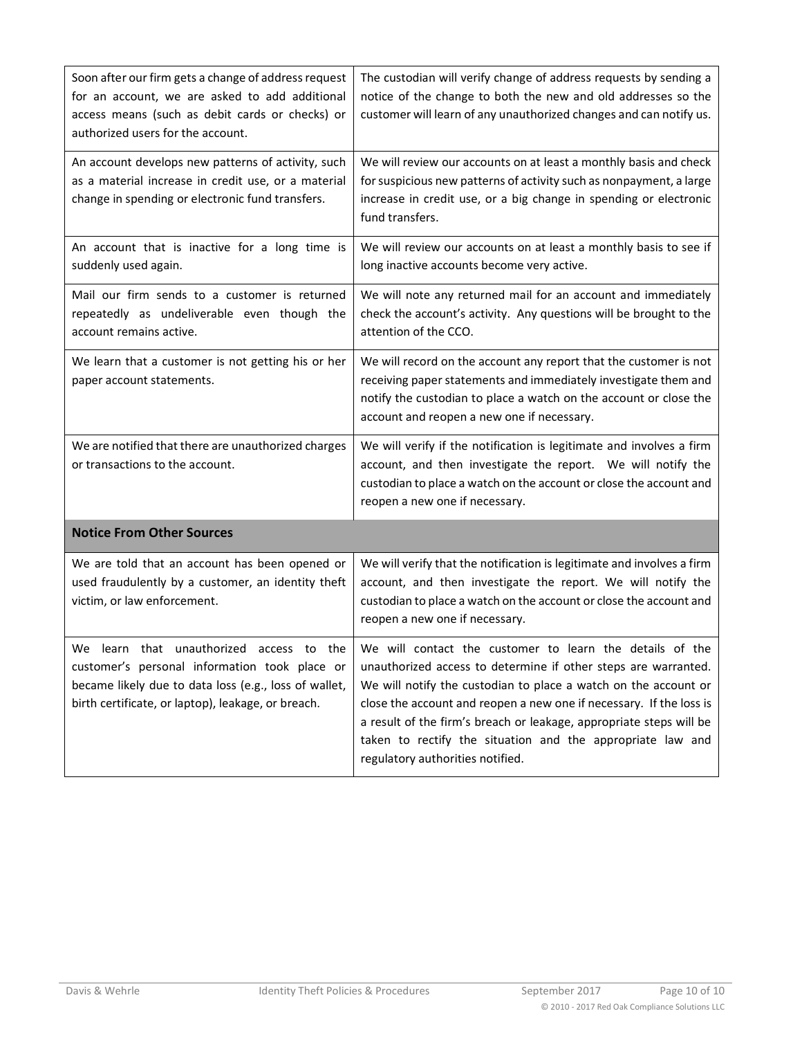| | |
|---|---|
| Soon after our firm gets a change of address request for an account, we are asked to add additional access means (such as debit cards or checks) or authorized users for the account. | The custodian will verify change of address requests by sending a notice of the change to both the new and old addresses so the customer will learn of any unauthorized changes and can notify us. |
| An account develops new patterns of activity, such as a material increase in credit use, or a material change in spending or electronic fund transfers. | We will review our accounts on at least a monthly basis and check for suspicious new patterns of activity such as nonpayment, a large increase in credit use, or a big change in spending or electronic fund transfers. |
| An account that is inactive for a long time is suddenly used again. | We will review our accounts on at least a monthly basis to see if long inactive accounts become very active. |
| Mail our firm sends to a customer is returned repeatedly as undeliverable even though the account remains active. | We will note any returned mail for an account and immediately check the account's activity. Any questions will be brought to the attention of the CCO. |
| We learn that a customer is not getting his or her paper account statements. | We will record on the account any report that the customer is not receiving paper statements and immediately investigate them and notify the custodian to place a watch on the account or close the account and reopen a new one if necessary. |
| We are notified that there are unauthorized charges or transactions to the account. | We will verify if the notification is legitimate and involves a firm account, and then investigate the report. We will notify the custodian to place a watch on the account or close the account and reopen a new one if necessary. |
| **Notice From Other Sources** | |
| We are told that an account has been opened or used fraudulently by a customer, an identity theft victim, or law enforcement. | We will verify that the notification is legitimate and involves a firm account, and then investigate the report. We will notify the custodian to place a watch on the account or close the account and reopen a new one if necessary. |
| We learn that unauthorized access to the customer's personal information took place or became likely due to data loss (e.g., loss of wallet, birth certificate, or laptop), leakage, or breach. | We will contact the customer to learn the details of the unauthorized access to determine if other steps are warranted. We will notify the custodian to place a watch on the account or close the account and reopen a new one if necessary. If the loss is a result of the firm's breach or leakage, appropriate steps will be taken to rectify the situation and the appropriate law and regulatory authorities notified. |